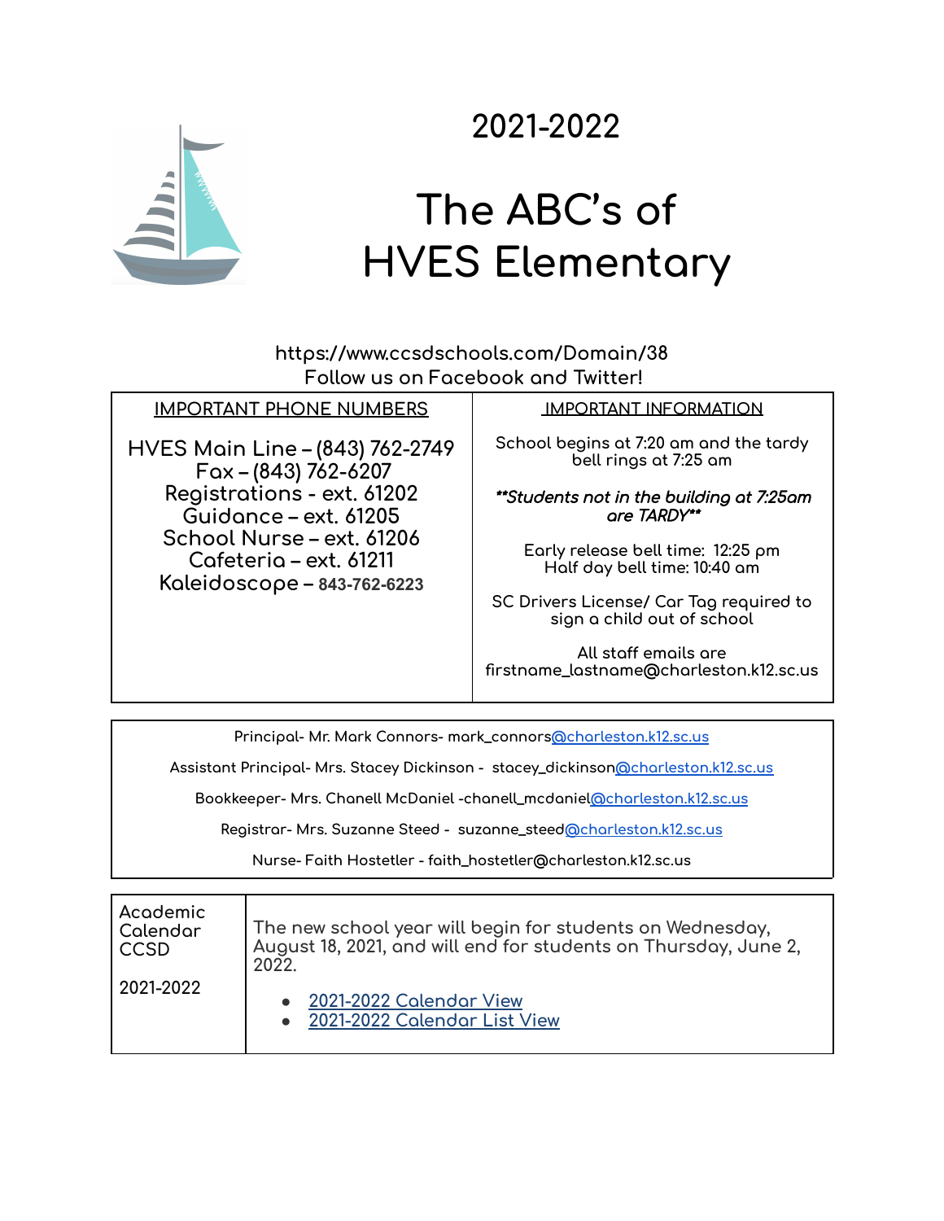# 2021-2022

# The ABC's of HVES Elementary

https://www.ccsdschools.com/Domain/38
Follow us on Facebook and Twitter!

| IMPORTANT PHONE NUMBERS | IMPORTANT INFORMATION |
|---|---|
| HVES Main Line – (843) 762-2749<br>Fax – (843) 762-6207<br>Registrations - ext. 61202<br>Guidance – ext. 61205<br>School Nurse – ext. 61206<br>Cafeteria – ext. 61211<br>Kaleidoscope – 843-762-6223 | School begins at 7:20 am and the tardy bell rings at 7:25 am<br><br>***\*\*Students not in the building at 7:25am are TARDY\*\****<br><br>Early release bell time: 12:25 pm<br>Half day bell time: 10:40 am<br><br>SC Drivers License/ Car Tag required to sign a child out of school<br><br>All staff emails are firstname_lastname@charleston.k12.sc.us |

Principal- Mr. Mark Connors- mark_connors@charleston.k12.sc.us

Assistant Principal- Mrs. Stacey Dickinson - stacey_dickinson@charleston.k12.sc.us

Bookkeeper- Mrs. Chanell McDaniel -chanell_mcdaniel@charleston.k12.sc.us

Registrar- Mrs. Suzanne Steed - suzanne_steed@charleston.k12.sc.us

Nurse- Faith Hostetler - faith_hostetler@charleston.k12.sc.us

| Academic Calendar CCSD<br><br>2021-2022 | The new school year will begin for students on Wednesday, August 18, 2021, and will end for students on Thursday, June 2, 2022.<br><br>• 2021-2022 Calendar View<br>• 2021-2022 Calendar List View |
|---|---|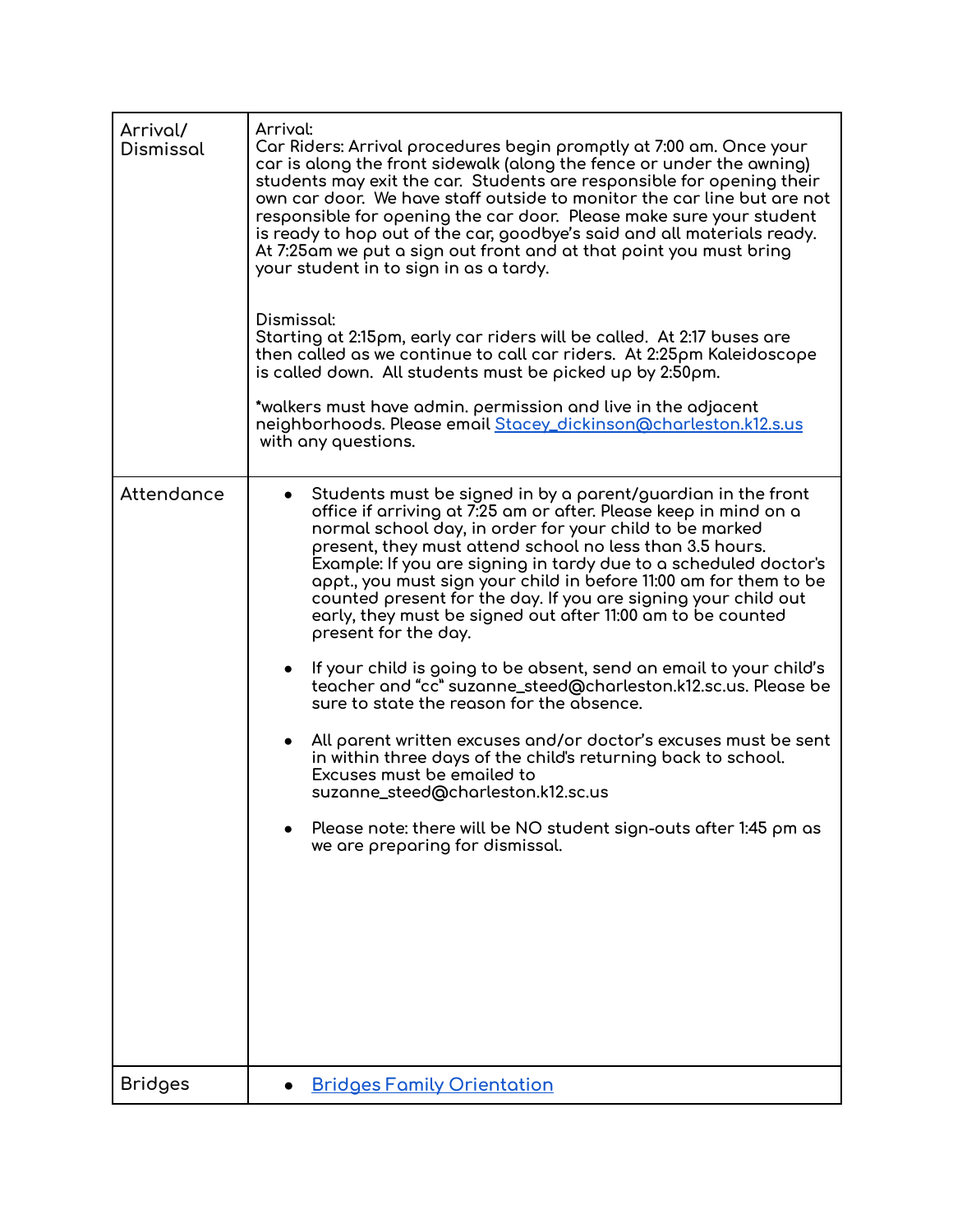| Arrival/ Dismissal | Arrival:<br>Car Riders: Arrival procedures begin promptly at 7:00 am. Once your car is along the front sidewalk (along the fence or under the awning) students may exit the car. Students are responsible for opening their own car door. We have staff outside to monitor the car line but are not responsible for opening the car door. Please make sure your student is ready to hop out of the car, goodbye's said and all materials ready. At 7:25am we put a sign out front and at that point you must bring your student in to sign in as a tardy.<br><br>Dismissal:<br>Starting at 2:15pm, early car riders will be called. At 2:17 buses are then called as we continue to call car riders. At 2:25pm Kaleidoscope is called down. All students must be picked up by 2:50pm.<br><br>*walkers must have admin. permission and live in the adjacent neighborhoods. Please email [Stacey_dickinson@charleston.k12.s.us](mailto:Stacey_dickinson@charleston.k12.s.us) with any questions. |
|---|---|
| Attendance | • Students must be signed in by a parent/guardian in the front office if arriving at 7:25 am or after. Please keep in mind on a normal school day, in order for your child to be marked present, they must attend school no less than 3.5 hours. Example: If you are signing in tardy due to a scheduled doctor's appt., you must sign your child in before 11:00 am for them to be counted present for the day. If you are signing your child out early, they must be signed out after 11:00 am to be counted present for the day.<br><br>• If your child is going to be absent, send an email to your child's teacher and "cc" suzanne_steed@charleston.k12.sc.us. Please be sure to state the reason for the absence.<br><br>• All parent written excuses and/or doctor's excuses must be sent in within three days of the child's returning back to school. Excuses must be emailed to suzanne_steed@charleston.k12.sc.us<br><br>• Please note: there will be NO student sign-outs after 1:45 pm as we are preparing for dismissal. |
| Bridges | • Bridges Family Orientation |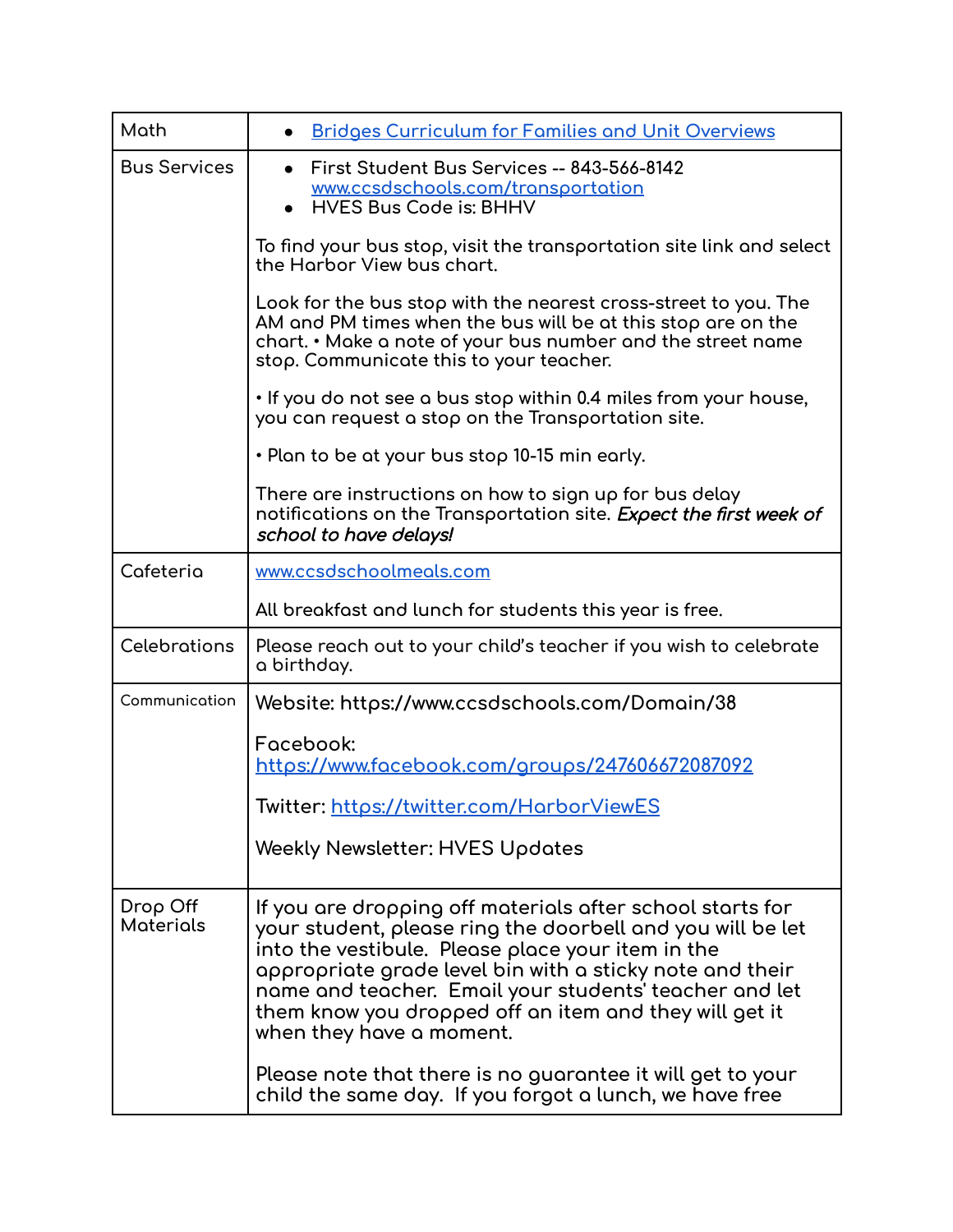| | |
|---|---|
| Math | • [Bridges Curriculum for Families and Unit Overviews]() |
| Bus Services | • First Student Bus Services -- 843-566-8142 [www.ccsdschools.com/transportation](www.ccsdschools.com/transportation)<br>• HVES Bus Code is: BHHV<br><br>To find your bus stop, visit the transportation site link and select the Harbor View bus chart.<br><br>Look for the bus stop with the nearest cross-street to you. The AM and PM times when the bus will be at this stop are on the chart. • Make a note of your bus number and the street name stop. Communicate this to your teacher.<br><br>• If you do not see a bus stop within 0.4 miles from your house, you can request a stop on the Transportation site.<br><br>• Plan to be at your bus stop 10-15 min early.<br><br>There are instructions on how to sign up for bus delay notifications on the Transportation site. ***Expect the first week of school to have delays!*** |
| Cafeteria | [www.ccsdschoolmeals.com](www.ccsdschoolmeals.com)<br><br>All breakfast and lunch for students this year is free. |
| Celebrations | Please reach out to your child's teacher if you wish to celebrate a birthday. |
| Communication | Website: https://www.ccsdschools.com/Domain/38<br><br>Facebook: [https://www.facebook.com/groups/247606672087092](https://www.facebook.com/groups/247606672087092)<br><br>Twitter: [https://twitter.com/HarborViewES](https://twitter.com/HarborViewES)<br><br>Weekly Newsletter: HVES Updates |
| Drop Off Materials | If you are dropping off materials after school starts for your student, please ring the doorbell and you will be let into the vestibule. Please place your item in the appropriate grade level bin with a sticky note and their name and teacher. Email your students' teacher and let them know you dropped off an item and they will get it when they have a moment.<br><br>Please note that there is no guarantee it will get to your child the same day. If you forgot a lunch, we have free |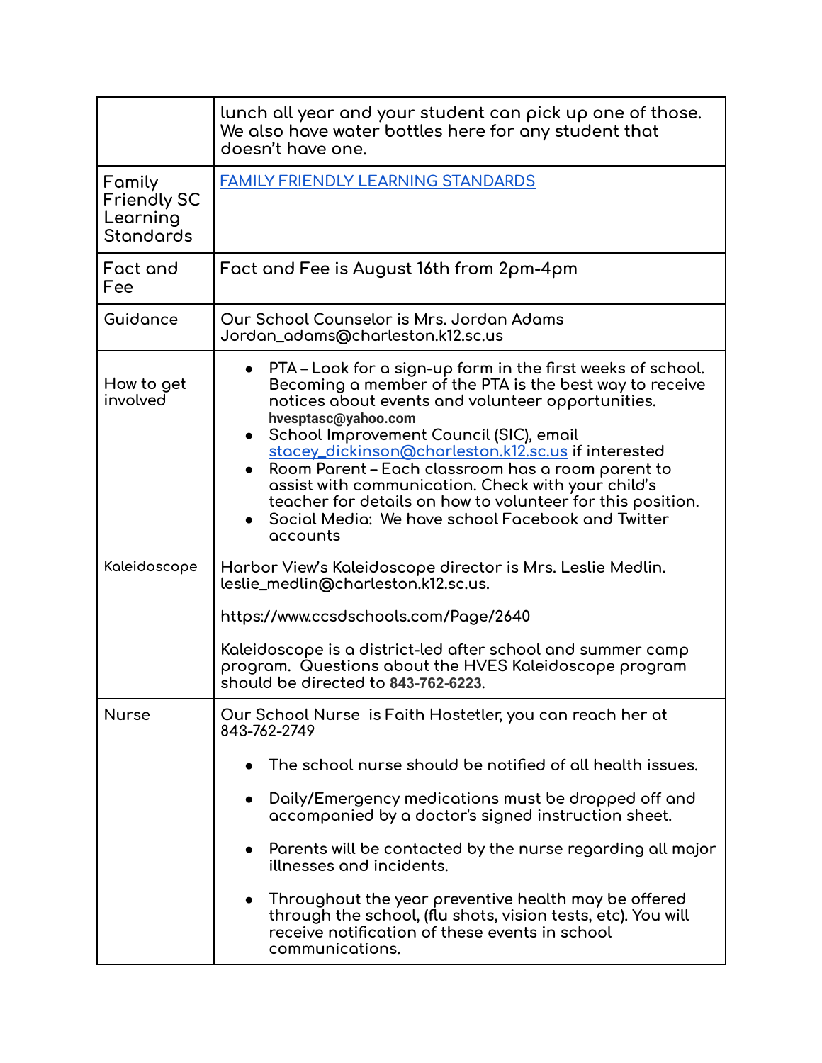| | |
|---|---|
| | lunch all year and your student can pick up one of those. We also have water bottles here for any student that doesn't have one. |
| Family Friendly SC Learning Standards | FAMILY FRIENDLY LEARNING STANDARDS |
| Fact and Fee | Fact and Fee is August 16th from 2pm-4pm |
| Guidance | Our School Counselor is Mrs. Jordan Adams Jordan_adams@charleston.k12.sc.us |
| How to get involved | • PTA – Look for a sign-up form in the first weeks of school. Becoming a member of the PTA is the best way to receive notices about events and volunteer opportunities. **hvesptasc@yahoo.com**<br>• School Improvement Council (SIC), email stacey_dickinson@charleston.k12.sc.us if interested<br>• Room Parent – Each classroom has a room parent to assist with communication. Check with your child's teacher for details on how to volunteer for this position.<br>• Social Media: We have school Facebook and Twitter accounts |
| Kaleidoscope | Harbor View's Kaleidoscope director is Mrs. Leslie Medlin. leslie_medlin@charleston.k12.sc.us.<br><br>https://www.ccsdschools.com/Page/2640<br><br>Kaleidoscope is a district-led after school and summer camp program. Questions about the HVES Kaleidoscope program should be directed to **843-762-6223**. |
| Nurse | Our School Nurse is Faith Hostetler, you can reach her at 843-762-2749<br><br>• The school nurse should be notified of all health issues.<br>• Daily/Emergency medications must be dropped off and accompanied by a doctor's signed instruction sheet.<br>• Parents will be contacted by the nurse regarding all major illnesses and incidents.<br>• Throughout the year preventive health may be offered through the school, (flu shots, vision tests, etc). You will receive notification of these events in school communications. |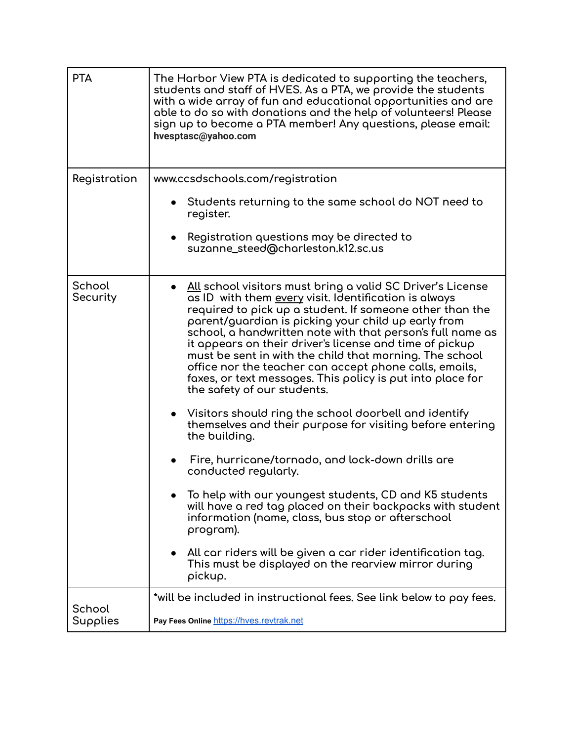| | |
|---|---|
| PTA | The Harbor View PTA is dedicated to supporting the teachers, students and staff of HVES. As a PTA, we provide the students with a wide array of fun and educational opportunities and are able to do so with donations and the help of volunteers! Please sign up to become a PTA member! Any questions, please email: **hvesptasc@yahoo.com** |
| Registration | www.ccsdschools.com/registration<br><br>• Students returning to the same school do NOT need to register.<br><br>• Registration questions may be directed to suzanne_steed@charleston.k12.sc.us |
| School Security | • <u>All</u> school visitors must bring a valid SC Driver's License as ID with them <u>every</u> visit. Identification is always required to pick up a student. If someone other than the parent/guardian is picking your child up early from school, a handwritten note with that person's full name as it appears on their driver's license and time of pickup must be sent in with the child that morning. The school office nor the teacher can accept phone calls, emails, faxes, or text messages. This policy is put into place for the safety of our students.<br><br>• Visitors should ring the school doorbell and identify themselves and their purpose for visiting before entering the building.<br><br>• Fire, hurricane/tornado, and lock-down drills are conducted regularly.<br><br>• To help with our youngest students, CD and K5 students will have a red tag placed on their backpacks with student information (name, class, bus stop or afterschool program).<br><br>• All car riders will be given a car rider identification tag. This must be displayed on the rearview mirror during pickup. |
| School Supplies | *will be included in instructional fees. See link below to pay fees.<br><br>**Pay Fees Online** [https://hves.revtrak.net](https://hves.revtrak.net) |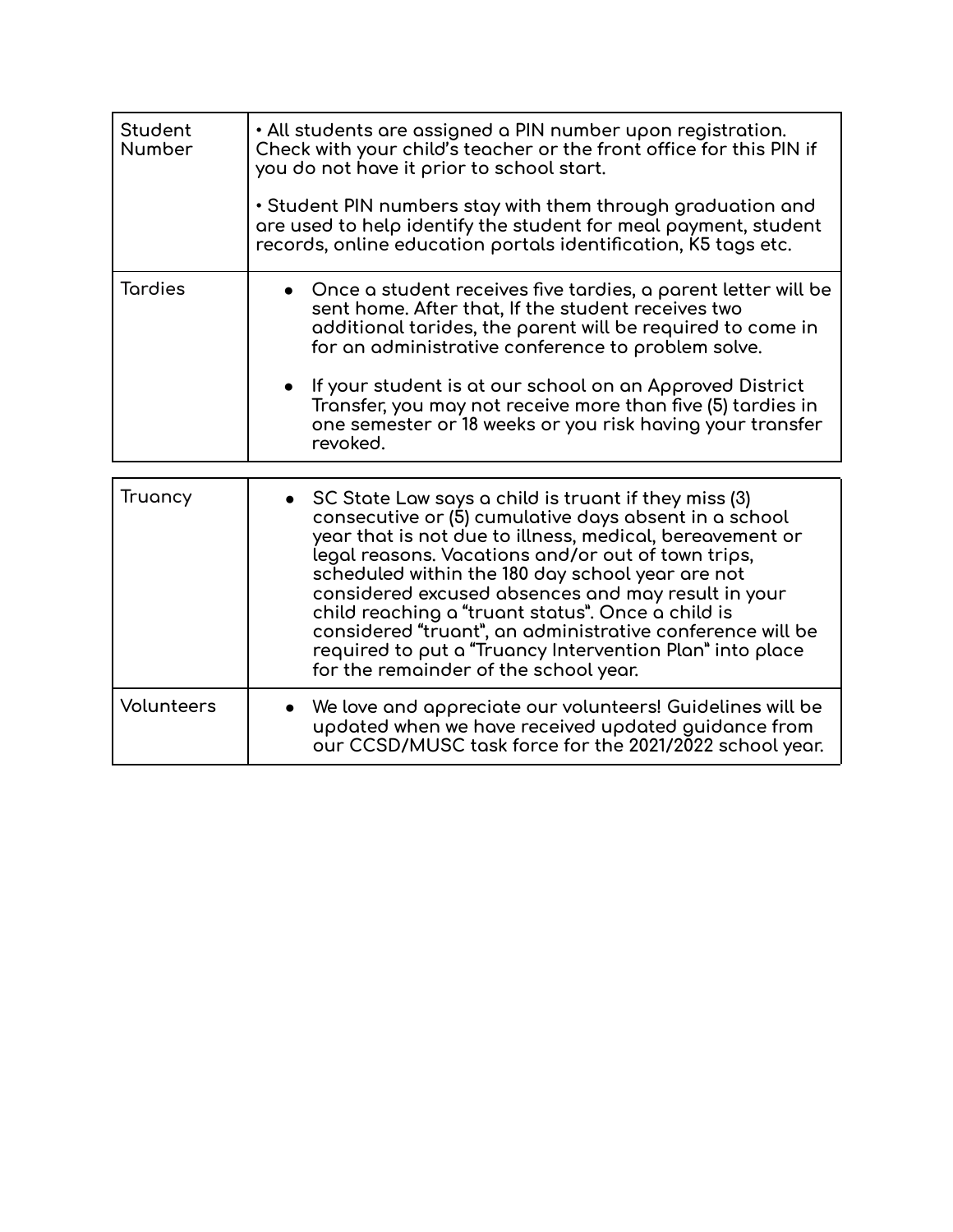| | |
|---|---|
| Student Number | • All students are assigned a PIN number upon registration. Check with your child's teacher or the front office for this PIN if you do not have it prior to school start.<br><br>• Student PIN numbers stay with them through graduation and are used to help identify the student for meal payment, student records, online education portals identification, K5 tags etc. |
| Tardies | • Once a student receives five tardies, a parent letter will be sent home. After that, If the student receives two additional tarides, the parent will be required to come in for an administrative conference to problem solve.<br><br>• If your student is at our school on an Approved District Transfer, you may not receive more than five (5) tardies in one semester or 18 weeks or you risk having your transfer revoked. |
| Truancy | • SC State Law says a child is truant if they miss (3) consecutive or (5) cumulative days absent in a school year that is not due to illness, medical, bereavement or legal reasons. Vacations and/or out of town trips, scheduled within the 180 day school year are not considered excused absences and may result in your child reaching a "truant status". Once a child is considered "truant", an administrative conference will be required to put a "Truancy Intervention Plan" into place for the remainder of the school year. |
| Volunteers | • We love and appreciate our volunteers! Guidelines will be updated when we have received updated guidance from our CCSD/MUSC task force for the 2021/2022 school year. |